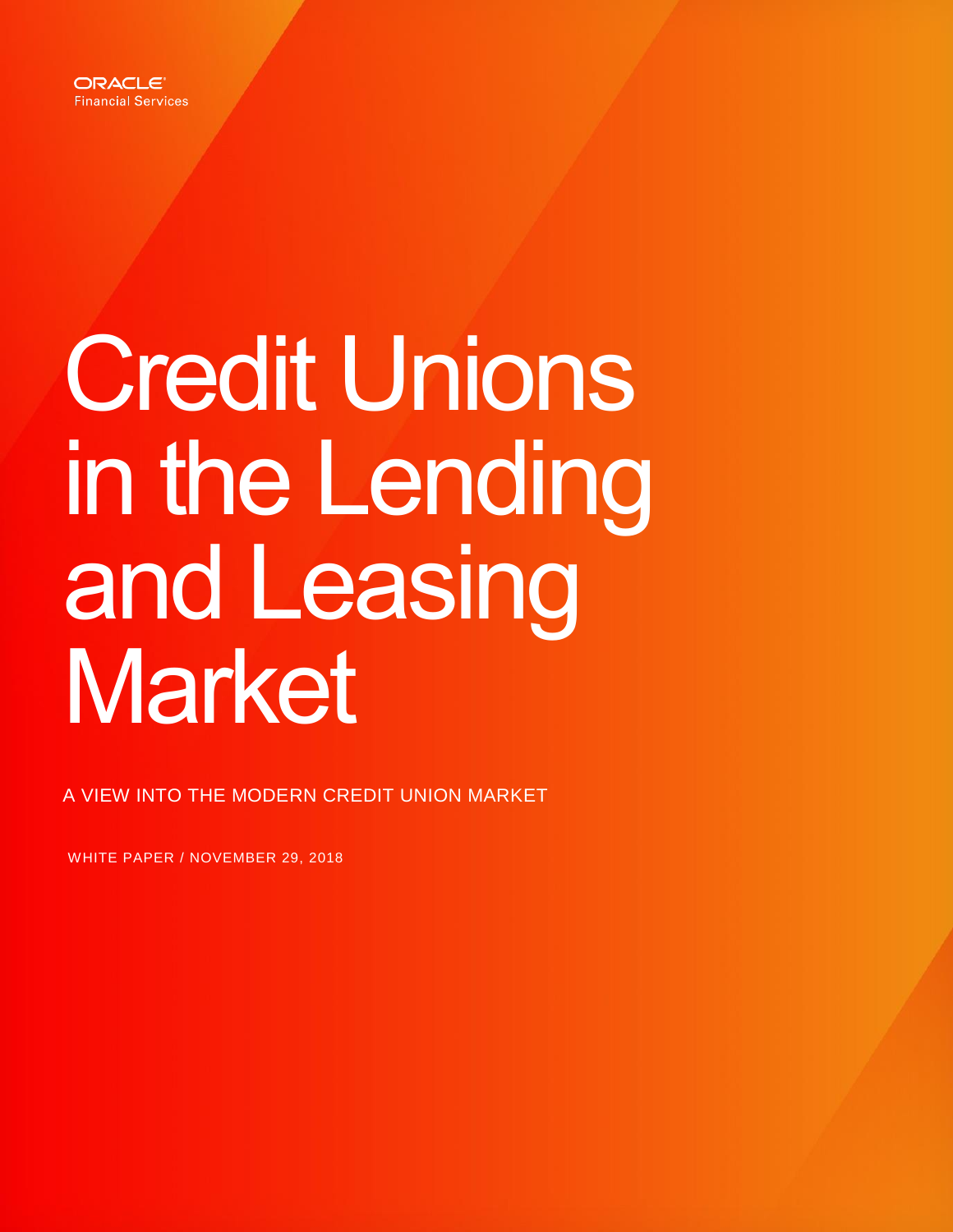ORACLE
Financial Services

# Credit Unions in the Lending and Leasing Market

A VIEW INTO THE MODERN CREDIT UNION MARKET

WHITE PAPER / NOVEMBER 29, 2018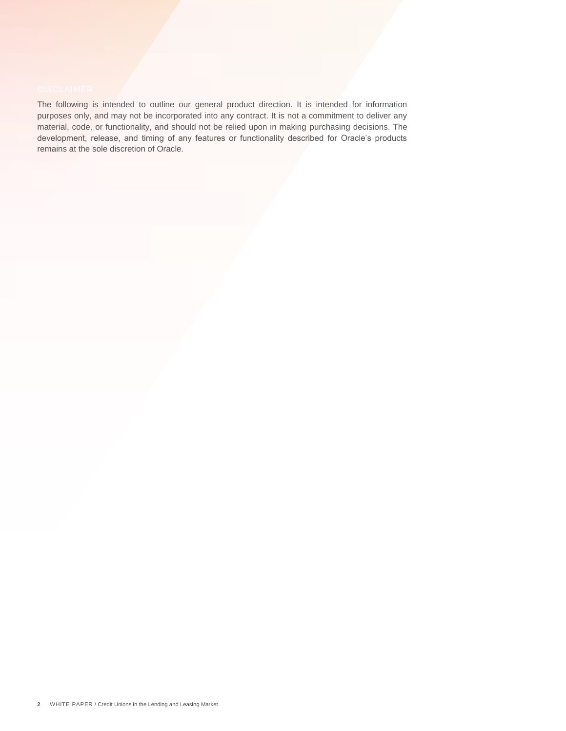## DISCLAIMER

The following is intended to outline our general product direction. It is intended for information purposes only, and may not be incorporated into any contract. It is not a commitment to deliver any material, code, or functionality, and should not be relied upon in making purchasing decisions. The development, release, and timing of any features or functionality described for Oracle's products remains at the sole discretion of Oracle.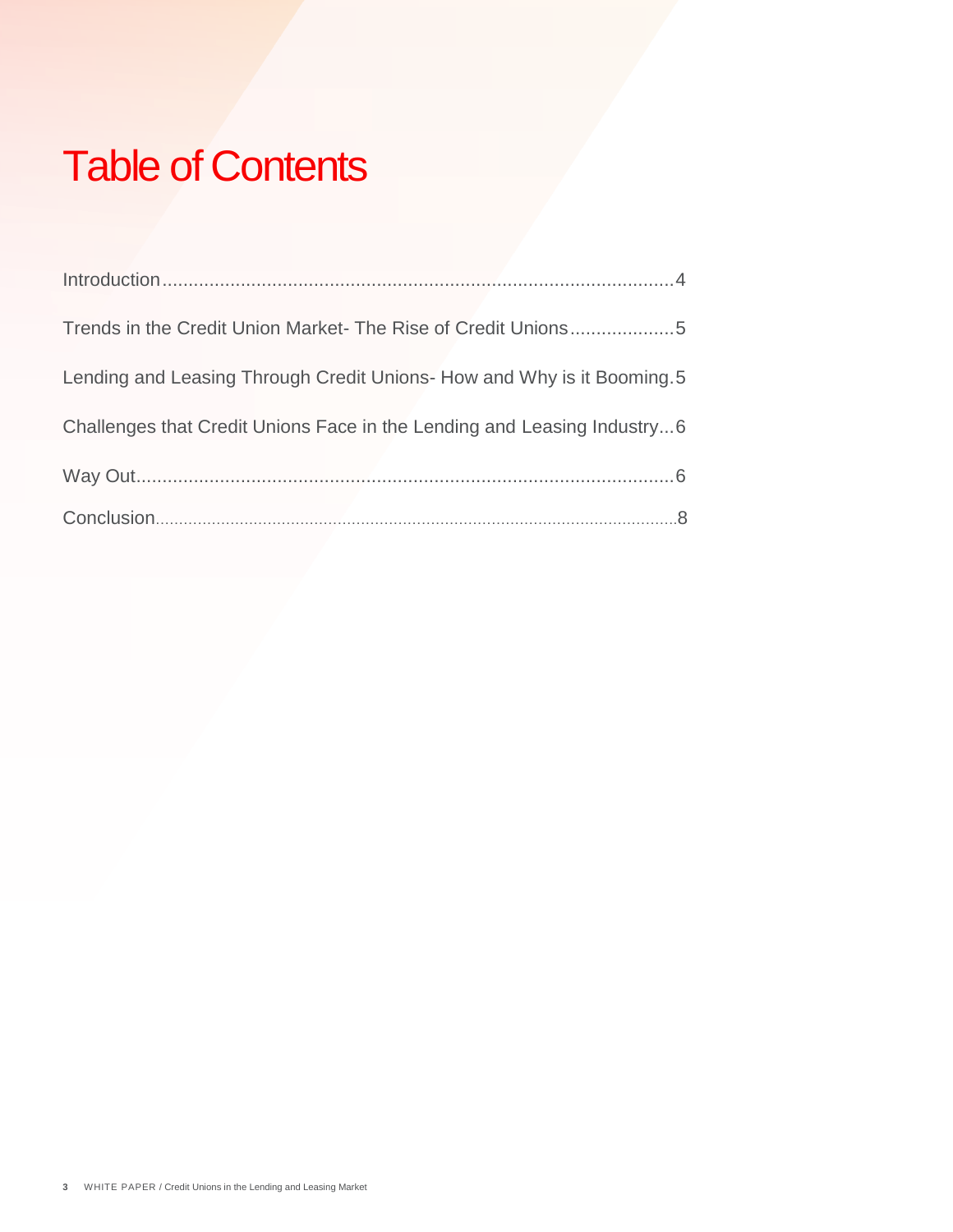# Table of Contents

Introduction....................................................................................................4

Trends in the Credit Union Market- The Rise of Credit Unions....................5

Lending and Leasing Through Credit Unions- How and Why is it Booming.5

Challenges that Credit Unions Face in the Lending and Leasing Industry...6

Way Out.........................................................................................................6

Conclusion.....................................................................................................8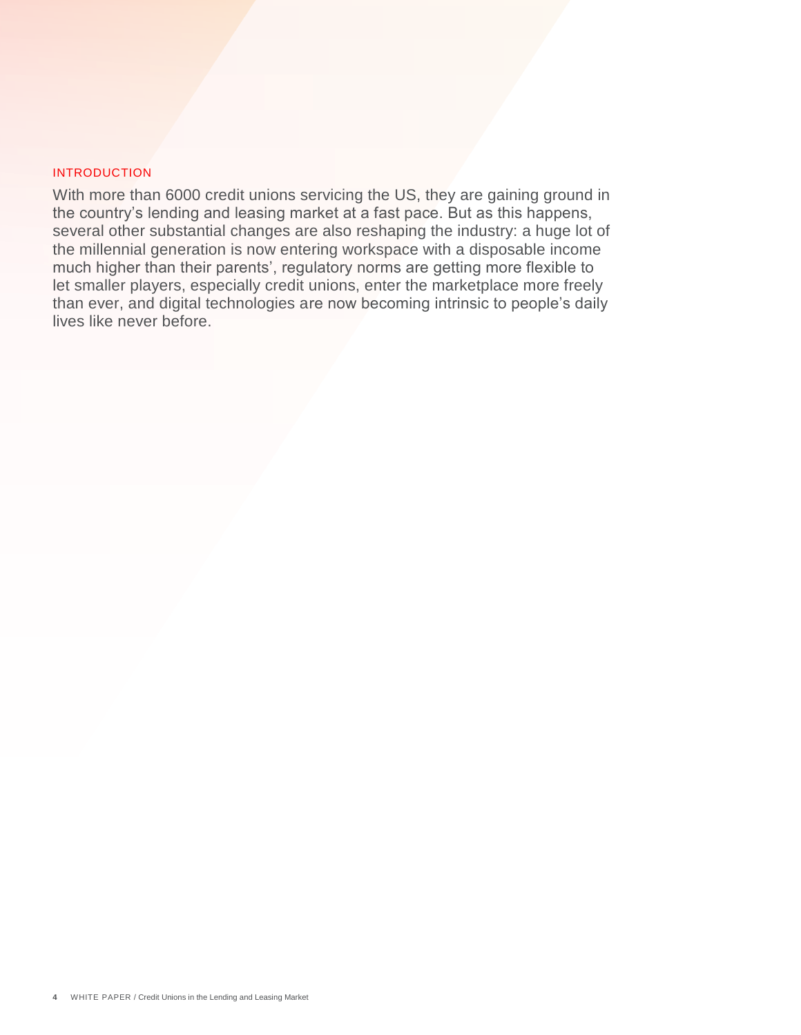## INTRODUCTION

With more than 6000 credit unions servicing the US, they are gaining ground in the country's lending and leasing market at a fast pace. But as this happens, several other substantial changes are also reshaping the industry: a huge lot of the millennial generation is now entering workspace with a disposable income much higher than their parents', regulatory norms are getting more flexible to let smaller players, especially credit unions, enter the marketplace more freely than ever, and digital technologies are now becoming intrinsic to people's daily lives like never before.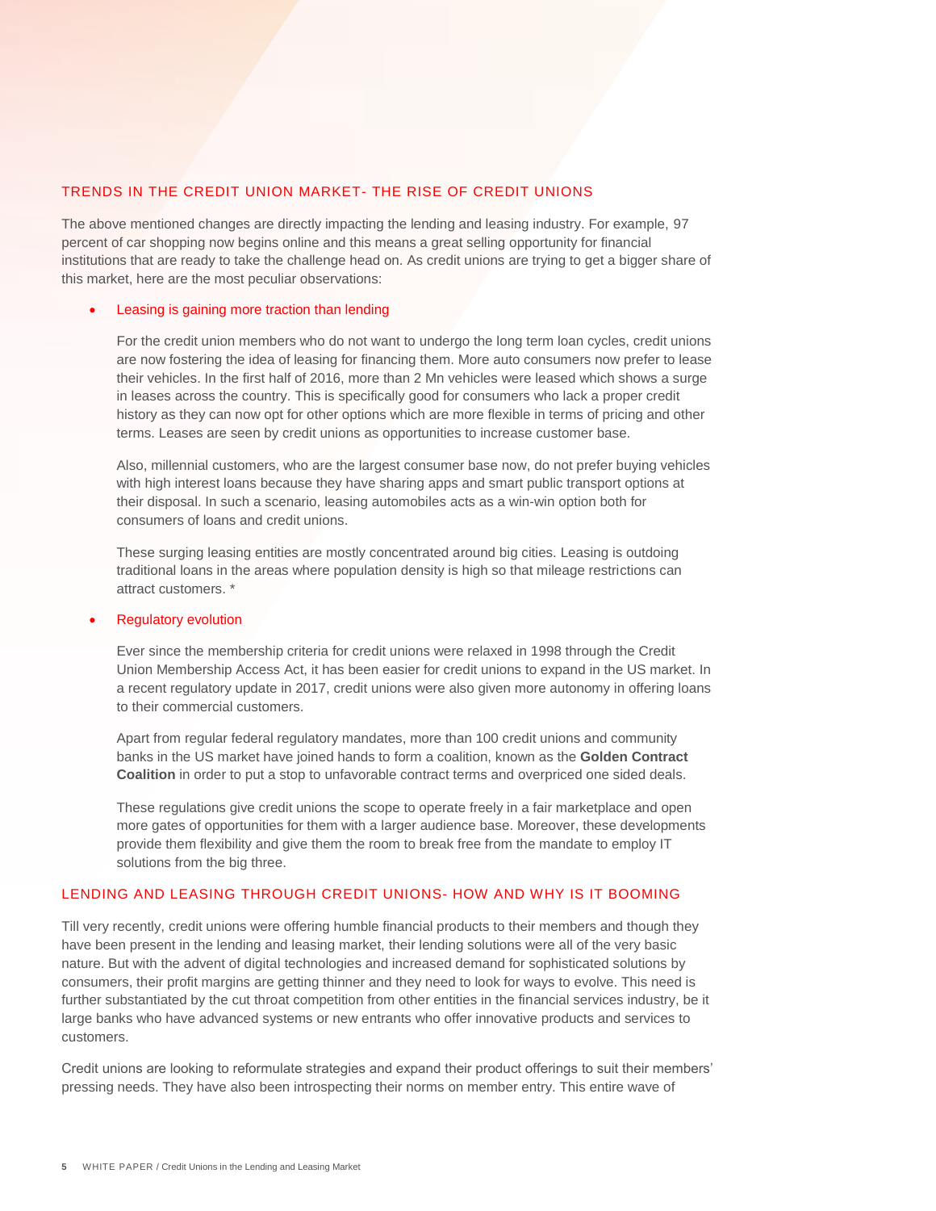## TRENDS IN THE CREDIT UNION MARKET- THE RISE OF CREDIT UNIONS

The above mentioned changes are directly impacting the lending and leasing industry. For example, 97 percent of car shopping now begins online and this means a great selling opportunity for financial institutions that are ready to take the challenge head on. As credit unions are trying to get a bigger share of this market, here are the most peculiar observations:

- **Leasing is gaining more traction than lending**

  For the credit union members who do not want to undergo the long term loan cycles, credit unions are now fostering the idea of leasing for financing them. More auto consumers now prefer to lease their vehicles. In the first half of 2016, more than 2 Mn vehicles were leased which shows a surge in leases across the country. This is specifically good for consumers who lack a proper credit history as they can now opt for other options which are more flexible in terms of pricing and other terms. Leases are seen by credit unions as opportunities to increase customer base.

  Also, millennial customers, who are the largest consumer base now, do not prefer buying vehicles with high interest loans because they have sharing apps and smart public transport options at their disposal. In such a scenario, leasing automobiles acts as a win-win option both for consumers of loans and credit unions.

  These surging leasing entities are mostly concentrated around big cities. Leasing is outdoing traditional loans in the areas where population density is high so that mileage restrictions can attract customers. *

- **Regulatory evolution**

  Ever since the membership criteria for credit unions were relaxed in 1998 through the Credit Union Membership Access Act, it has been easier for credit unions to expand in the US market. In a recent regulatory update in 2017, credit unions were also given more autonomy in offering loans to their commercial customers.

  Apart from regular federal regulatory mandates, more than 100 credit unions and community banks in the US market have joined hands to form a coalition, known as the **Golden Contract Coalition** in order to put a stop to unfavorable contract terms and overpriced one sided deals.

  These regulations give credit unions the scope to operate freely in a fair marketplace and open more gates of opportunities for them with a larger audience base. Moreover, these developments provide them flexibility and give them the room to break free from the mandate to employ IT solutions from the big three.

## LENDING AND LEASING THROUGH CREDIT UNIONS- HOW AND WHY IS IT BOOMING

Till very recently, credit unions were offering humble financial products to their members and though they have been present in the lending and leasing market, their lending solutions were all of the very basic nature. But with the advent of digital technologies and increased demand for sophisticated solutions by consumers, their profit margins are getting thinner and they need to look for ways to evolve. This need is further substantiated by the cut throat competition from other entities in the financial services industry, be it large banks who have advanced systems or new entrants who offer innovative products and services to customers.

Credit unions are looking to reformulate strategies and expand their product offerings to suit their members' pressing needs. They have also been introspecting their norms on member entry. This entire wave of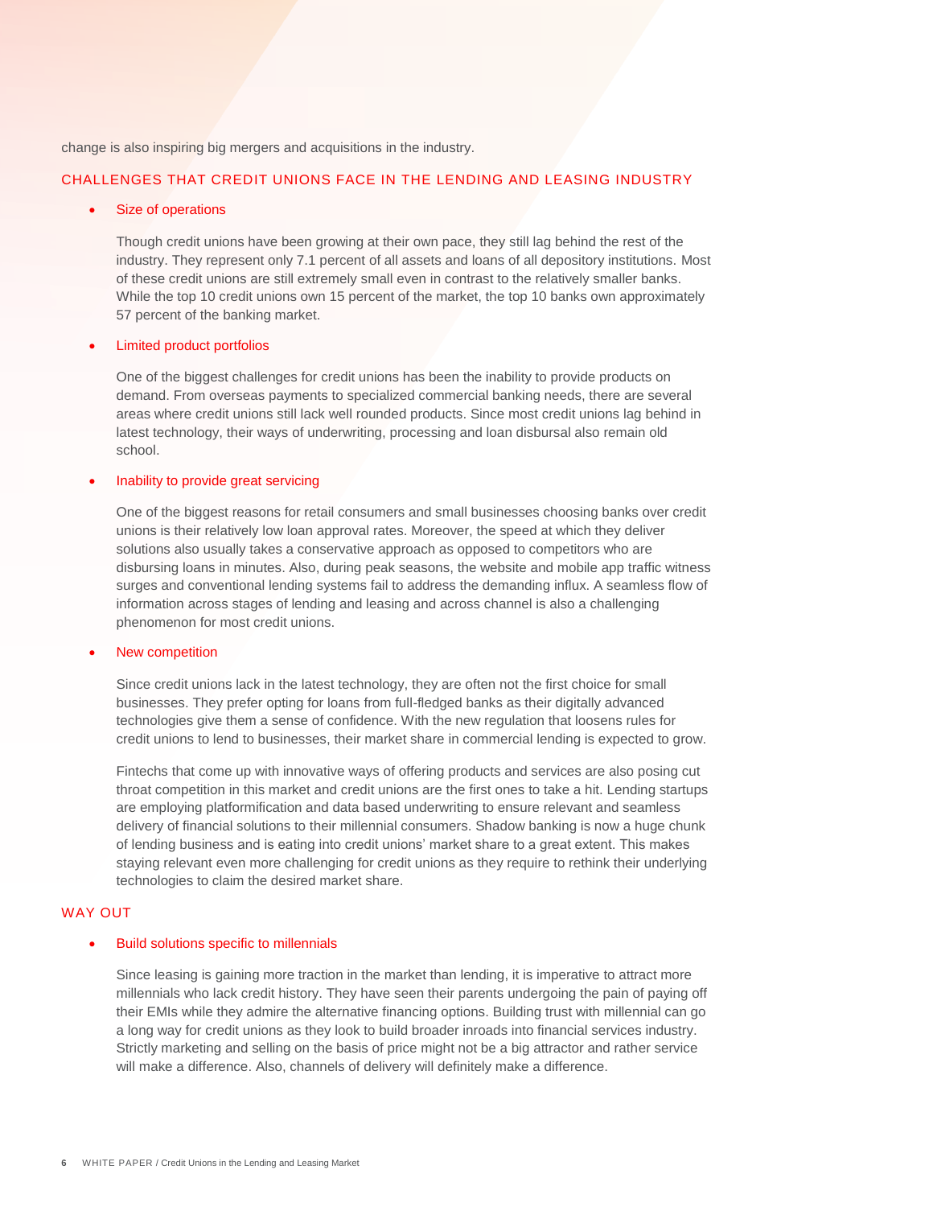change is also inspiring big mergers and acquisitions in the industry.

## CHALLENGES THAT CREDIT UNIONS FACE IN THE LENDING AND LEASING INDUSTRY

- Size of operations

  Though credit unions have been growing at their own pace, they still lag behind the rest of the industry. They represent only 7.1 percent of all assets and loans of all depository institutions. Most of these credit unions are still extremely small even in contrast to the relatively smaller banks. While the top 10 credit unions own 15 percent of the market, the top 10 banks own approximately 57 percent of the banking market.

- Limited product portfolios

  One of the biggest challenges for credit unions has been the inability to provide products on demand. From overseas payments to specialized commercial banking needs, there are several areas where credit unions still lack well rounded products. Since most credit unions lag behind in latest technology, their ways of underwriting, processing and loan disbursal also remain old school.

- Inability to provide great servicing

  One of the biggest reasons for retail consumers and small businesses choosing banks over credit unions is their relatively low loan approval rates. Moreover, the speed at which they deliver solutions also usually takes a conservative approach as opposed to competitors who are disbursing loans in minutes. Also, during peak seasons, the website and mobile app traffic witness surges and conventional lending systems fail to address the demanding influx. A seamless flow of information across stages of lending and leasing and across channel is also a challenging phenomenon for most credit unions.

- New competition

  Since credit unions lack in the latest technology, they are often not the first choice for small businesses. They prefer opting for loans from full-fledged banks as their digitally advanced technologies give them a sense of confidence. With the new regulation that loosens rules for credit unions to lend to businesses, their market share in commercial lending is expected to grow.

  Fintechs that come up with innovative ways of offering products and services are also posing cut throat competition in this market and credit unions are the first ones to take a hit. Lending startups are employing platformification and data based underwriting to ensure relevant and seamless delivery of financial solutions to their millennial consumers. Shadow banking is now a huge chunk of lending business and is eating into credit unions' market share to a great extent. This makes staying relevant even more challenging for credit unions as they require to rethink their underlying technologies to claim the desired market share.

## WAY OUT

- Build solutions specific to millennials

  Since leasing is gaining more traction in the market than lending, it is imperative to attract more millennials who lack credit history. They have seen their parents undergoing the pain of paying off their EMIs while they admire the alternative financing options. Building trust with millennial can go a long way for credit unions as they look to build broader inroads into financial services industry. Strictly marketing and selling on the basis of price might not be a big attractor and rather service will make a difference. Also, channels of delivery will definitely make a difference.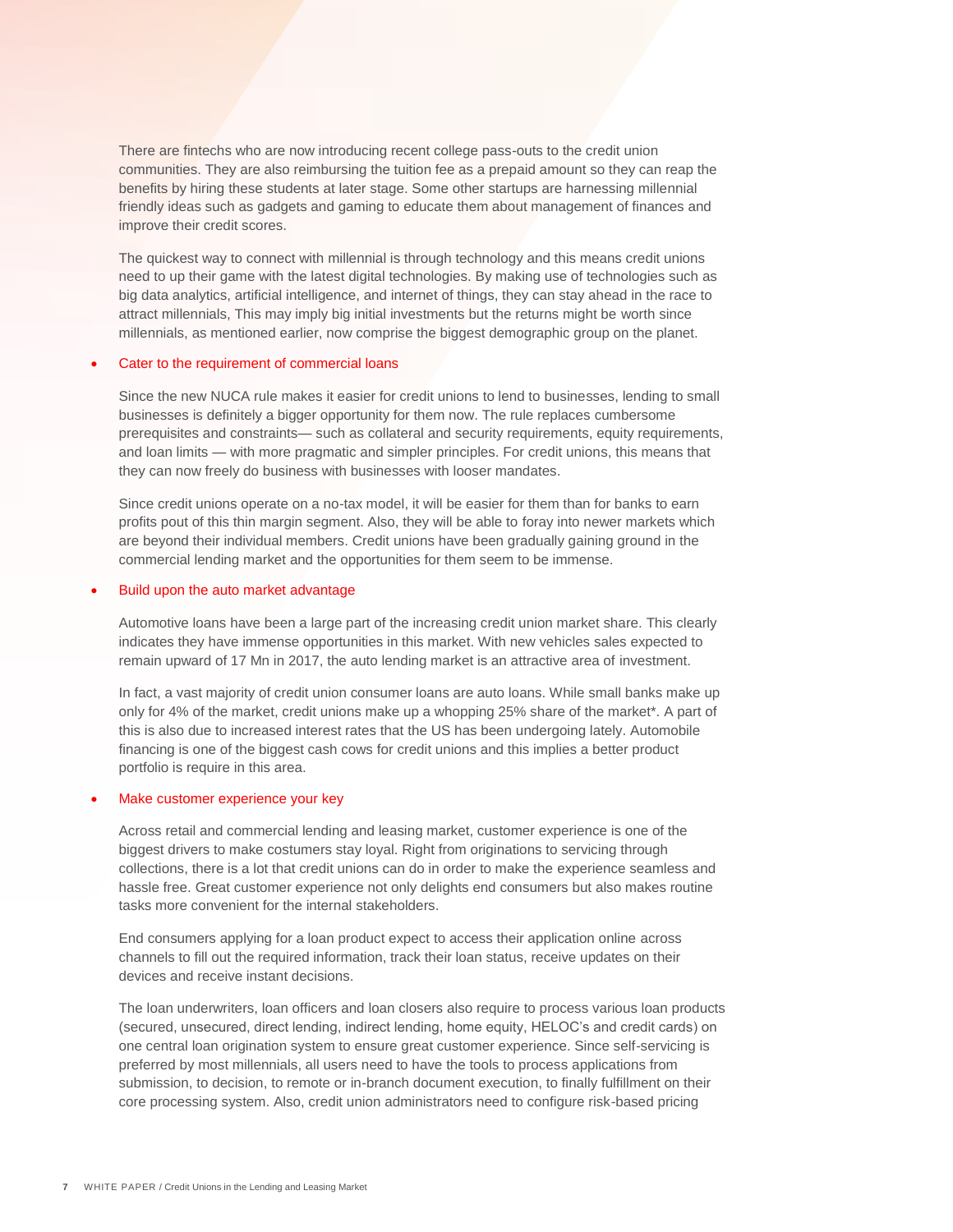There are fintechs who are now introducing recent college pass-outs to the credit union communities. They are also reimbursing the tuition fee as a prepaid amount so they can reap the benefits by hiring these students at later stage. Some other startups are harnessing millennial friendly ideas such as gadgets and gaming to educate them about management of finances and improve their credit scores.

The quickest way to connect with millennial is through technology and this means credit unions need to up their game with the latest digital technologies. By making use of technologies such as big data analytics, artificial intelligence, and internet of things, they can stay ahead in the race to attract millennials, This may imply big initial investments but the returns might be worth since millennials, as mentioned earlier, now comprise the biggest demographic group on the planet.

- Cater to the requirement of commercial loans

Since the new NUCA rule makes it easier for credit unions to lend to businesses, lending to small businesses is definitely a bigger opportunity for them now. The rule replaces cumbersome prerequisites and constraints— such as collateral and security requirements, equity requirements, and loan limits — with more pragmatic and simpler principles. For credit unions, this means that they can now freely do business with businesses with looser mandates.

Since credit unions operate on a no-tax model, it will be easier for them than for banks to earn profits pout of this thin margin segment. Also, they will be able to foray into newer markets which are beyond their individual members. Credit unions have been gradually gaining ground in the commercial lending market and the opportunities for them seem to be immense.

- Build upon the auto market advantage

Automotive loans have been a large part of the increasing credit union market share. This clearly indicates they have immense opportunities in this market. With new vehicles sales expected to remain upward of 17 Mn in 2017, the auto lending market is an attractive area of investment.

In fact, a vast majority of credit union consumer loans are auto loans. While small banks make up only for 4% of the market, credit unions make up a whopping 25% share of the market*. A part of this is also due to increased interest rates that the US has been undergoing lately. Automobile financing is one of the biggest cash cows for credit unions and this implies a better product portfolio is require in this area.

- Make customer experience your key

Across retail and commercial lending and leasing market, customer experience is one of the biggest drivers to make costumers stay loyal. Right from originations to servicing through collections, there is a lot that credit unions can do in order to make the experience seamless and hassle free. Great customer experience not only delights end consumers but also makes routine tasks more convenient for the internal stakeholders.

End consumers applying for a loan product expect to access their application online across channels to fill out the required information, track their loan status, receive updates on their devices and receive instant decisions.

The loan underwriters, loan officers and loan closers also require to process various loan products (secured, unsecured, direct lending, indirect lending, home equity, HELOC's and credit cards) on one central loan origination system to ensure great customer experience. Since self-servicing is preferred by most millennials, all users need to have the tools to process applications from submission, to decision, to remote or in-branch document execution, to finally fulfillment on their core processing system. Also, credit union administrators need to configure risk-based pricing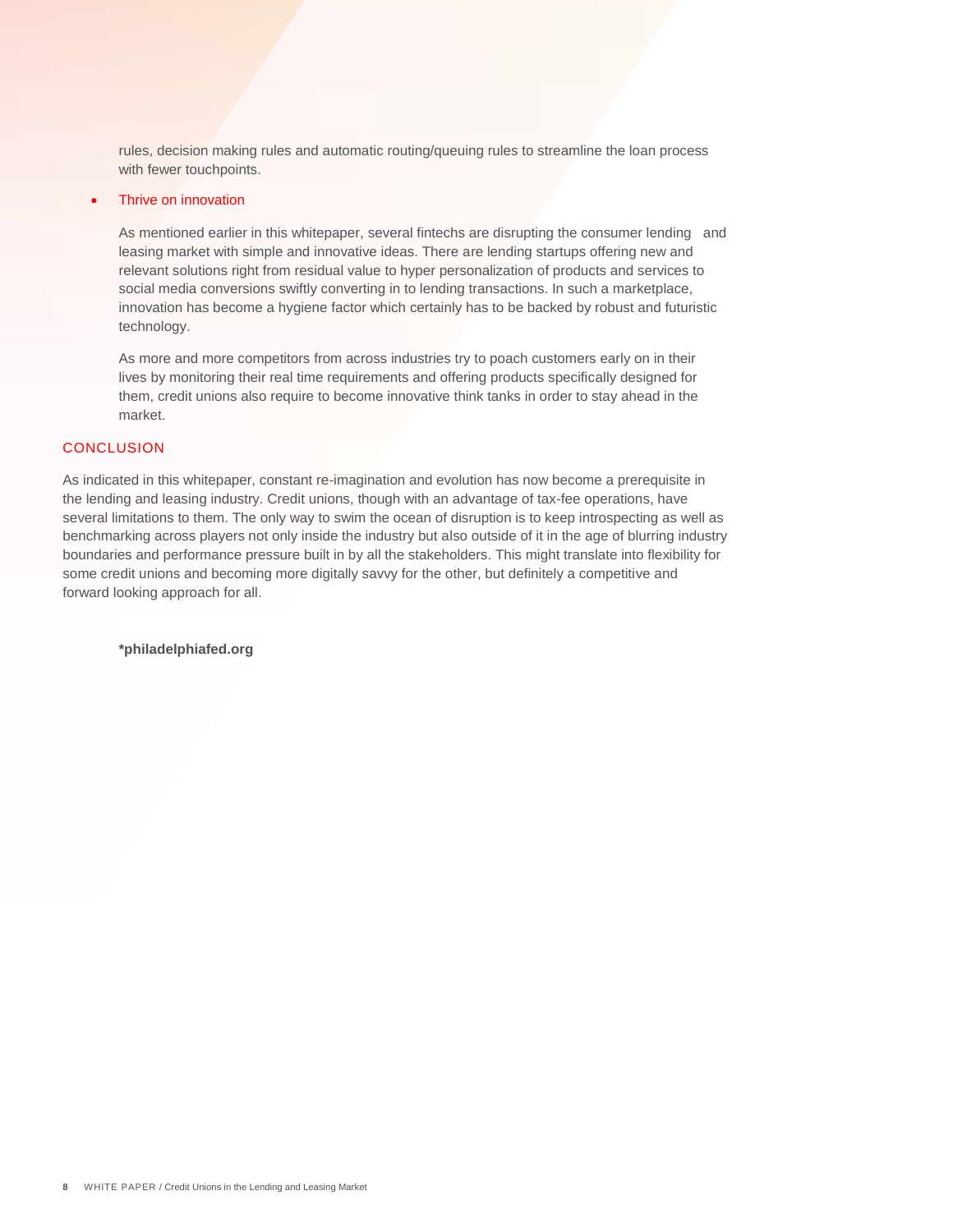rules, decision making rules and automatic routing/queuing rules to streamline the loan process with fewer touchpoints.

- Thrive on innovation

  As mentioned earlier in this whitepaper, several fintechs are disrupting the consumer lending and leasing market with simple and innovative ideas. There are lending startups offering new and relevant solutions right from residual value to hyper personalization of products and services to social media conversions swiftly converting in to lending transactions. In such a marketplace, innovation has become a hygiene factor which certainly has to be backed by robust and futuristic technology.

  As more and more competitors from across industries try to poach customers early on in their lives by monitoring their real time requirements and offering products specifically designed for them, credit unions also require to become innovative think tanks in order to stay ahead in the market.

## CONCLUSION

As indicated in this whitepaper, constant re-imagination and evolution has now become a prerequisite in the lending and leasing industry. Credit unions, though with an advantage of tax-fee operations, have several limitations to them. The only way to swim the ocean of disruption is to keep introspecting as well as benchmarking across players not only inside the industry but also outside of it in the age of blurring industry boundaries and performance pressure built in by all the stakeholders. This might translate into flexibility for some credit unions and becoming more digitally savvy for the other, but definitely a competitive and forward looking approach for all.

**\*philadelphiafed.org**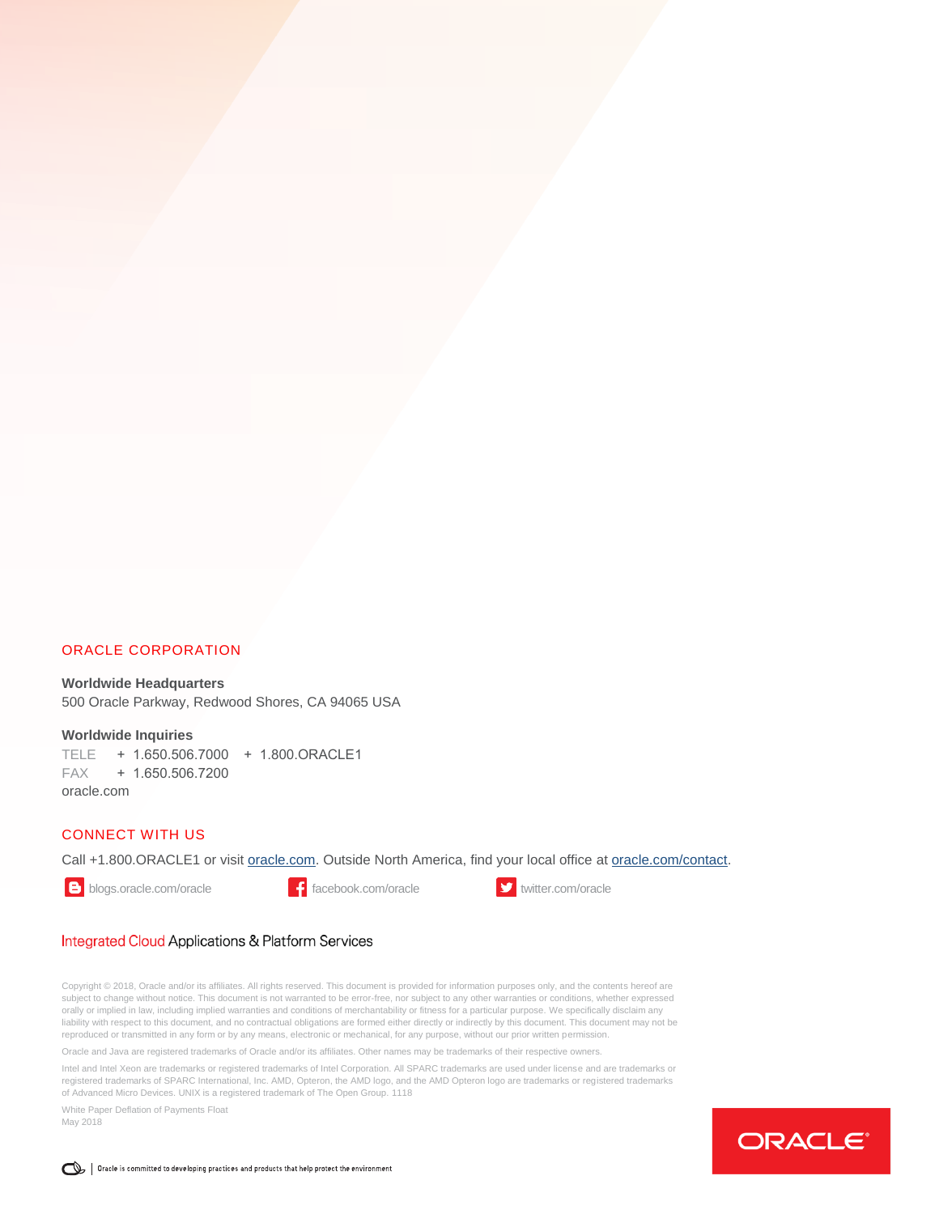## ORACLE CORPORATION

**Worldwide Headquarters**
500 Oracle Parkway, Redwood Shores, CA 94065 USA

**Worldwide Inquiries**
TELE + 1.650.506.7000 + 1.800.ORACLE1
FAX + 1.650.506.7200
oracle.com

## CONNECT WITH US

Call +1.800.ORACLE1 or visit oracle.com. Outside North America, find your local office at oracle.com/contact.

blogs.oracle.com/oracle    facebook.com/oracle    twitter.com/oracle

Integrated Cloud Applications & Platform Services

Copyright © 2018, Oracle and/or its affiliates. All rights reserved. This document is provided for information purposes only, and the contents hereof are subject to change without notice. This document is not warranted to be error-free, nor subject to any other warranties or conditions, whether expressed orally or implied in law, including implied warranties and conditions of merchantability or fitness for a particular purpose. We specifically disclaim any liability with respect to this document, and no contractual obligations are formed either directly or indirectly by this document. This document may not be reproduced or transmitted in any form or by any means, electronic or mechanical, for any purpose, without our prior written permission.

Oracle and Java are registered trademarks of Oracle and/or its affiliates. Other names may be trademarks of their respective owners.

Intel and Intel Xeon are trademarks or registered trademarks of Intel Corporation. All SPARC trademarks are used under license and are trademarks or registered trademarks of SPARC International, Inc. AMD, Opteron, the AMD logo, and the AMD Opteron logo are trademarks or registered trademarks of Advanced Micro Devices. UNIX is a registered trademark of The Open Group. 1118

White Paper Deflation of Payments Float
May 2018

ORACLE®

Oracle is committed to developing practices and products that help protect the environment